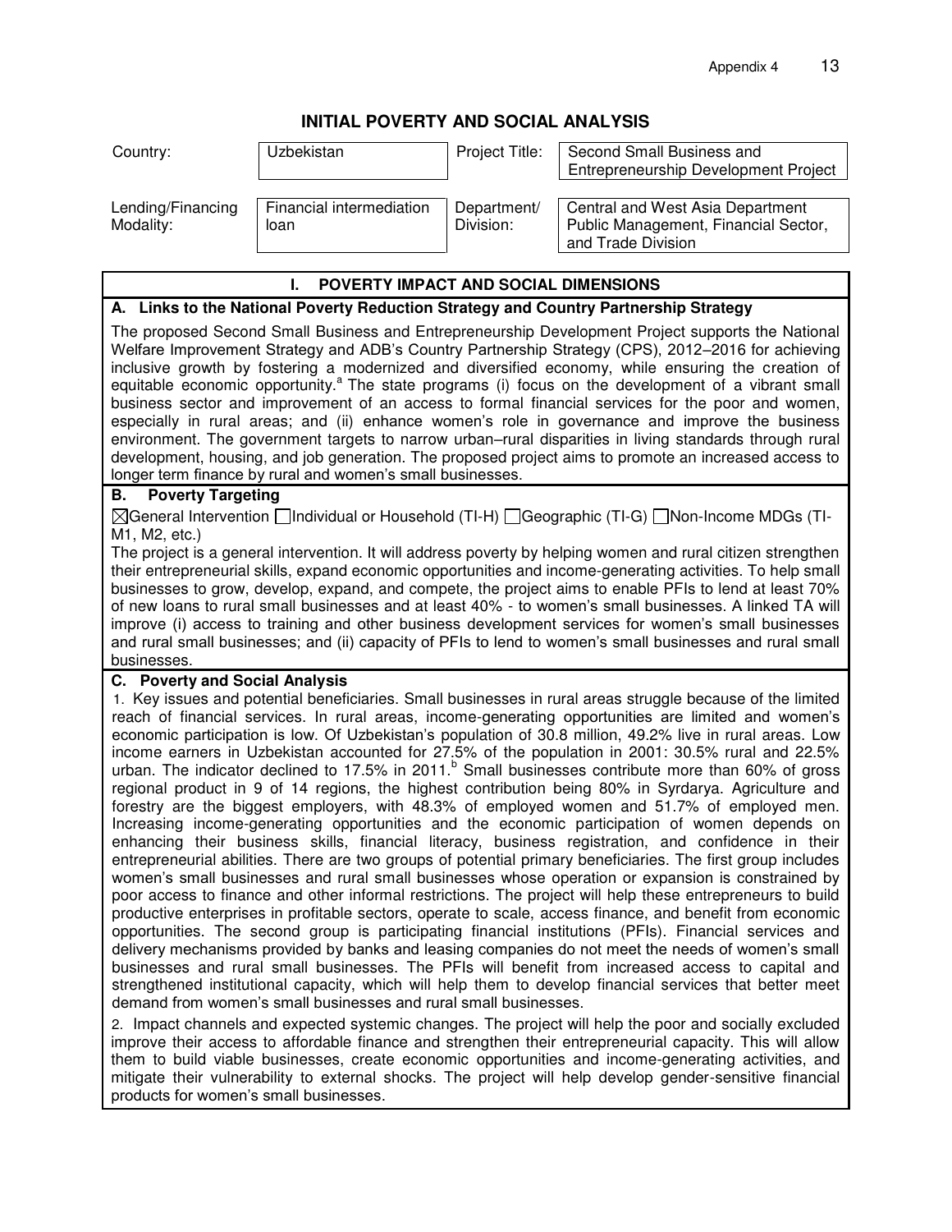# INITIAL POVERTY AND SOCIAL ANALYSIS

| | | | |
|---|---|---|---|
| Country: | Uzbekistan | Project Title: | Second Small Business and Entrepreneurship Development Project |
| Lending/Financing Modality: | Financial intermediation loan | Department/ Division: | Central and West Asia Department Public Management, Financial Sector, and Trade Division |

## I. POVERTY IMPACT AND SOCIAL DIMENSIONS

### A. Links to the National Poverty Reduction Strategy and Country Partnership Strategy

The proposed Second Small Business and Entrepreneurship Development Project supports the National Welfare Improvement Strategy and ADB's Country Partnership Strategy (CPS), 2012–2016 for achieving inclusive growth by fostering a modernized and diversified economy, while ensuring the creation of equitable economic opportunity.[a] The state programs (i) focus on the development of a vibrant small business sector and improvement of an access to formal financial services for the poor and women, especially in rural areas; and (ii) enhance women's role in governance and improve the business environment. The government targets to narrow urban–rural disparities in living standards through rural development, housing, and job generation. The proposed project aims to promote an increased access to longer term finance by rural and women's small businesses.

### B. Poverty Targeting

☒General Intervention ☐Individual or Household (TI-H) ☐Geographic (TI-G) ☐Non-Income MDGs (TI-M1, M2, etc.)

The project is a general intervention. It will address poverty by helping women and rural citizen strengthen their entrepreneurial skills, expand economic opportunities and income-generating activities. To help small businesses to grow, develop, expand, and compete, the project aims to enable PFIs to lend at least 70% of new loans to rural small businesses and at least 40% - to women's small businesses. A linked TA will improve (i) access to training and other business development services for women's small businesses and rural small businesses; and (ii) capacity of PFIs to lend to women's small businesses and rural small businesses.

### C. Poverty and Social Analysis

1. Key issues and potential beneficiaries. Small businesses in rural areas struggle because of the limited reach of financial services. In rural areas, income-generating opportunities are limited and women's economic participation is low. Of Uzbekistan's population of 30.8 million, 49.2% live in rural areas. Low income earners in Uzbekistan accounted for 27.5% of the population in 2001: 30.5% rural and 22.5% urban. The indicator declined to 17.5% in 2011.[b] Small businesses contribute more than 60% of gross regional product in 9 of 14 regions, the highest contribution being 80% in Syrdarya. Agriculture and forestry are the biggest employers, with 48.3% of employed women and 51.7% of employed men. Increasing income-generating opportunities and the economic participation of women depends on enhancing their business skills, financial literacy, business registration, and confidence in their entrepreneurial abilities. There are two groups of potential primary beneficiaries. The first group includes women's small businesses and rural small businesses whose operation or expansion is constrained by poor access to finance and other informal restrictions. The project will help these entrepreneurs to build productive enterprises in profitable sectors, operate to scale, access finance, and benefit from economic opportunities. The second group is participating financial institutions (PFIs). Financial services and delivery mechanisms provided by banks and leasing companies do not meet the needs of women's small businesses and rural small businesses. The PFIs will benefit from increased access to capital and strengthened institutional capacity, which will help them to develop financial services that better meet demand from women's small businesses and rural small businesses.

2. Impact channels and expected systemic changes. The project will help the poor and socially excluded improve their access to affordable finance and strengthen their entrepreneurial capacity. This will allow them to build viable businesses, create economic opportunities and income-generating activities, and mitigate their vulnerability to external shocks. The project will help develop gender-sensitive financial products for women's small businesses.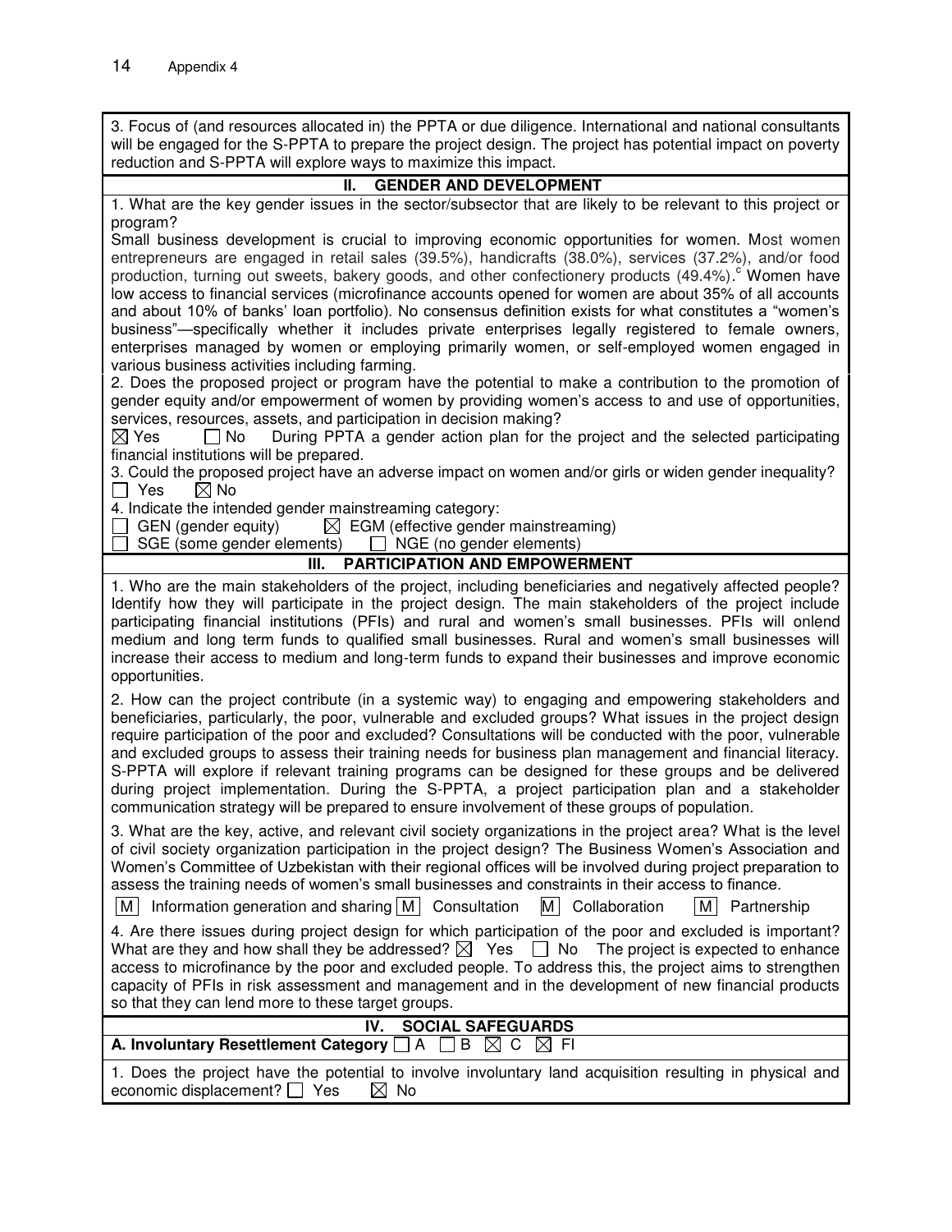3. Focus of (and resources allocated in) the PPTA or due diligence. International and national consultants will be engaged for the S-PPTA to prepare the project design. The project has potential impact on poverty reduction and S-PPTA will explore ways to maximize this impact.

## II. GENDER AND DEVELOPMENT

1. What are the key gender issues in the sector/subsector that are likely to be relevant to this project or program?

Small business development is crucial to improving economic opportunities for women. Most women entrepreneurs are engaged in retail sales (39.5%), handicrafts (38.0%), services (37.2%), and/or food production, turning out sweets, bakery goods, and other confectionery products (49.4%).[c] Women have low access to financial services (microfinance accounts opened for women are about 35% of all accounts and about 10% of banks' loan portfolio). No consensus definition exists for what constitutes a "women's business"—specifically whether it includes private enterprises legally registered to female owners, enterprises managed by women or employing primarily women, or self-employed women engaged in various business activities including farming.

2. Does the proposed project or program have the potential to make a contribution to the promotion of gender equity and/or empowerment of women by providing women's access to and use of opportunities, services, resources, assets, and participation in decision making?

☒ Yes ☐ No During PPTA a gender action plan for the project and the selected participating financial institutions will be prepared.

3. Could the proposed project have an adverse impact on women and/or girls or widen gender inequality?

☐ Yes ☒ No

4. Indicate the intended gender mainstreaming category:

☐ GEN (gender equity) ☒ EGM (effective gender mainstreaming)
☐ SGE (some gender elements) ☐ NGE (no gender elements)

## III. PARTICIPATION AND EMPOWERMENT

1. Who are the main stakeholders of the project, including beneficiaries and negatively affected people? Identify how they will participate in the project design. The main stakeholders of the project include participating financial institutions (PFIs) and rural and women's small businesses. PFIs will onlend medium and long term funds to qualified small businesses. Rural and women's small businesses will increase their access to medium and long-term funds to expand their businesses and improve economic opportunities.

2. How can the project contribute (in a systemic way) to engaging and empowering stakeholders and beneficiaries, particularly, the poor, vulnerable and excluded groups? What issues in the project design require participation of the poor and excluded? Consultations will be conducted with the poor, vulnerable and excluded groups to assess their training needs for business plan management and financial literacy. S-PPTA will explore if relevant training programs can be designed for these groups and be delivered during project implementation. During the S-PPTA, a project participation plan and a stakeholder communication strategy will be prepared to ensure involvement of these groups of population.

3. What are the key, active, and relevant civil society organizations in the project area? What is the level of civil society organization participation in the project design? The Business Women's Association and Women's Committee of Uzbekistan with their regional offices will be involved during project preparation to assess the training needs of women's small businesses and constraints in their access to finance.

M Information generation and sharing M Consultation M Collaboration M Partnership

4. Are there issues during project design for which participation of the poor and excluded is important? What are they and how shall they be addressed? ☒ Yes ☐ No The project is expected to enhance access to microfinance by the poor and excluded people. To address this, the project aims to strengthen capacity of PFIs in risk assessment and management and in the development of new financial products so that they can lend more to these target groups.

## IV. SOCIAL SAFEGUARDS

**A. Involuntary Resettlement Category** ☐ A ☐ B ☒ C ☒ FI

1. Does the project have the potential to involve involuntary land acquisition resulting in physical and economic displacement? ☐ Yes ☒ No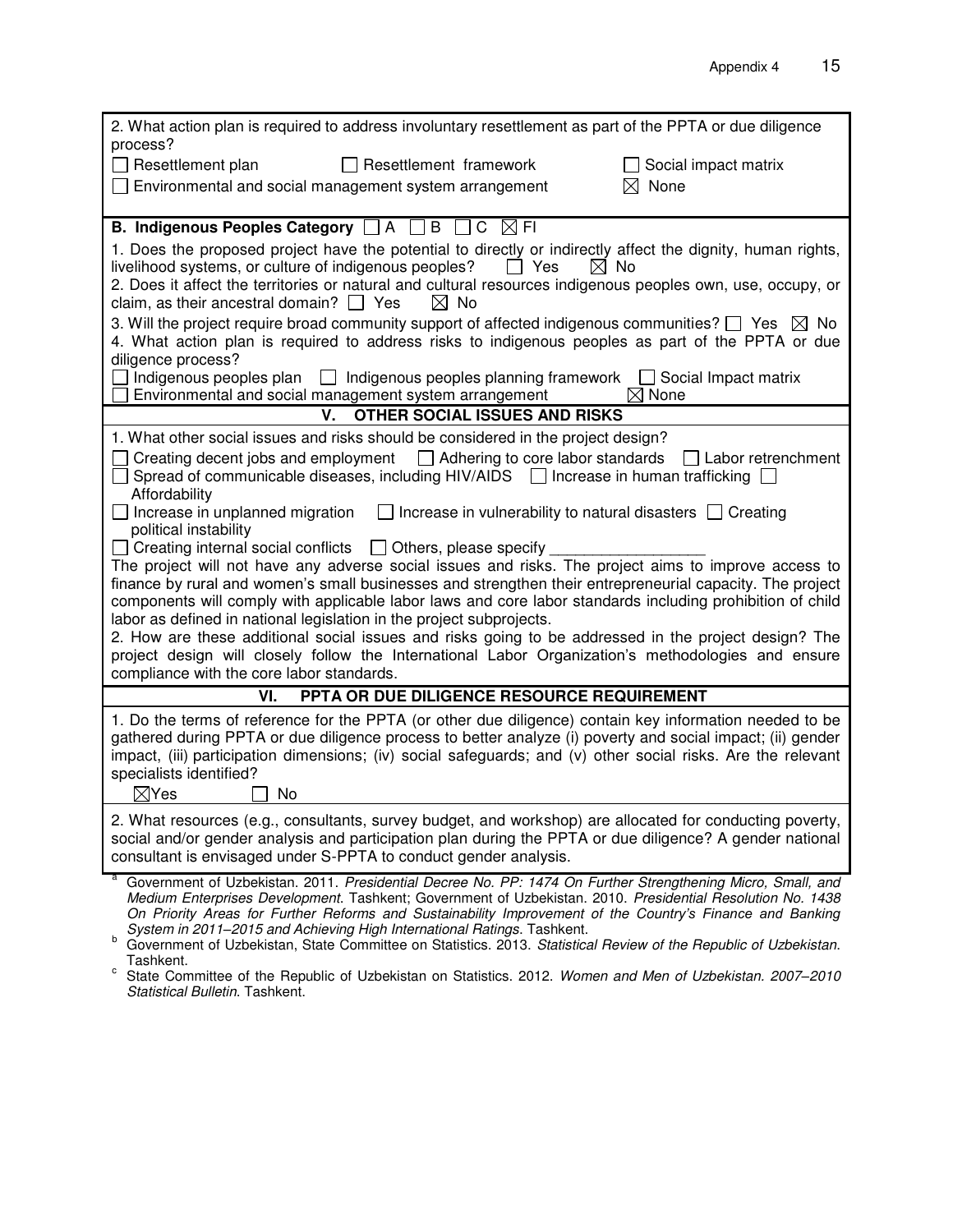2. What action plan is required to address involuntary resettlement as part of the PPTA or due diligence process?

☐ Resettlement plan ☐ Resettlement framework ☐ Social impact matrix
☐ Environmental and social management system arrangement ☒ None

**B. Indigenous Peoples Category** ☐ A ☐ B ☐ C ☒ FI

1. Does the proposed project have the potential to directly or indirectly affect the dignity, human rights, livelihood systems, or culture of indigenous peoples? ☐ Yes ☒ No

2. Does it affect the territories or natural and cultural resources indigenous peoples own, use, occupy, or claim, as their ancestral domain? ☐ Yes ☒ No

3. Will the project require broad community support of affected indigenous communities? ☐ Yes ☒ No

4. What action plan is required to address risks to indigenous peoples as part of the PPTA or due diligence process?

☐ Indigenous peoples plan ☐ Indigenous peoples planning framework ☐ Social Impact matrix
☐ Environmental and social management system arrangement ☒ None

## V. OTHER SOCIAL ISSUES AND RISKS

1. What other social issues and risks should be considered in the project design?

☐ Creating decent jobs and employment ☐ Adhering to core labor standards ☐ Labor retrenchment
☐ Spread of communicable diseases, including HIV/AIDS ☐ Increase in human trafficking ☐ Affordability
☐ Increase in unplanned migration ☐ Increase in vulnerability to natural disasters ☐ Creating political instability
☐ Creating internal social conflicts ☐ Others, please specify ______________

The project will not have any adverse social issues and risks. The project aims to improve access to finance by rural and women's small businesses and strengthen their entrepreneurial capacity. The project components will comply with applicable labor laws and core labor standards including prohibition of child labor as defined in national legislation in the project subprojects.

2. How are these additional social issues and risks going to be addressed in the project design? The project design will closely follow the International Labor Organization's methodologies and ensure compliance with the core labor standards.

## VI. PPTA OR DUE DILIGENCE RESOURCE REQUIREMENT

1. Do the terms of reference for the PPTA (or other due diligence) contain key information needed to be gathered during PPTA or due diligence process to better analyze (i) poverty and social impact; (ii) gender impact, (iii) participation dimensions; (iv) social safeguards; and (v) other social risks. Are the relevant specialists identified?

☒Yes ☐ No

2. What resources (e.g., consultants, survey budget, and workshop) are allocated for conducting poverty, social and/or gender analysis and participation plan during the PPTA or due diligence? A gender national consultant is envisaged under S-PPTA to conduct gender analysis.

[a] Government of Uzbekistan. 2011. *Presidential Decree No. PP: 1474 On Further Strengthening Micro, Small, and Medium Enterprises Development*. Tashkent; Government of Uzbekistan. 2010. *Presidential Resolution No. 1438 On Priority Areas for Further Reforms and Sustainability Improvement of the Country's Finance and Banking System in 2011–2015 and Achieving High International Ratings*. Tashkent.

[b] Government of Uzbekistan, State Committee on Statistics. 2013. *Statistical Review of the Republic of Uzbekistan*. Tashkent.

[c] State Committee of the Republic of Uzbekistan on Statistics. 2012. *Women and Men of Uzbekistan. 2007–2010 Statistical Bulletin*. Tashkent.